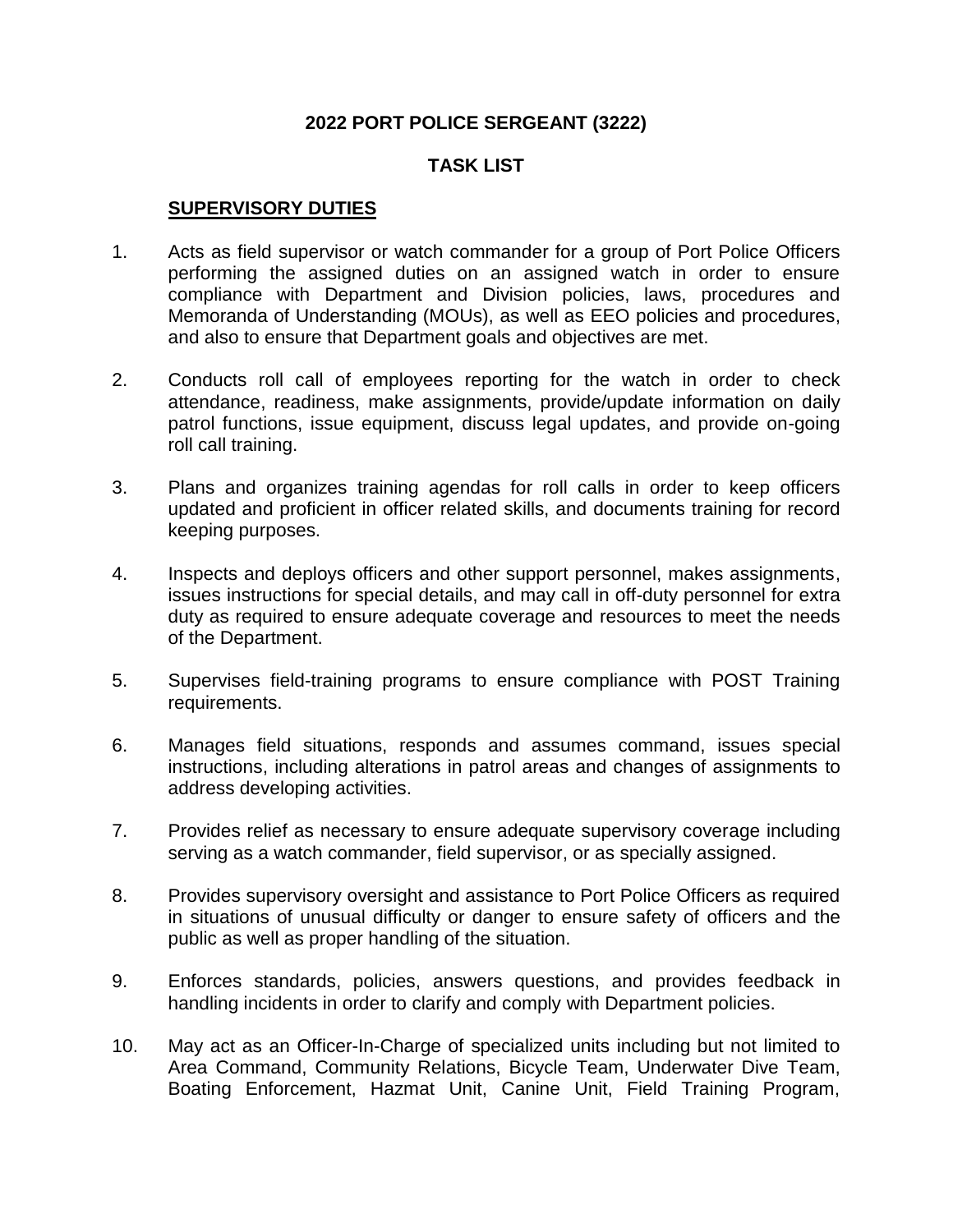# 2022 PORT POLICE SERGEANT (3222)

## TASK LIST

### SUPERVISORY DUTIES

1. Acts as field supervisor or watch commander for a group of Port Police Officers performing the assigned duties on an assigned watch in order to ensure compliance with Department and Division policies, laws, procedures and Memoranda of Understanding (MOUs), as well as EEO policies and procedures, and also to ensure that Department goals and objectives are met.

2. Conducts roll call of employees reporting for the watch in order to check attendance, readiness, make assignments, provide/update information on daily patrol functions, issue equipment, discuss legal updates, and provide on-going roll call training.

3. Plans and organizes training agendas for roll calls in order to keep officers updated and proficient in officer related skills, and documents training for record keeping purposes.

4. Inspects and deploys officers and other support personnel, makes assignments, issues instructions for special details, and may call in off-duty personnel for extra duty as required to ensure adequate coverage and resources to meet the needs of the Department.

5. Supervises field-training programs to ensure compliance with POST Training requirements.

6. Manages field situations, responds and assumes command, issues special instructions, including alterations in patrol areas and changes of assignments to address developing activities.

7. Provides relief as necessary to ensure adequate supervisory coverage including serving as a watch commander, field supervisor, or as specially assigned.

8. Provides supervisory oversight and assistance to Port Police Officers as required in situations of unusual difficulty or danger to ensure safety of officers and the public as well as proper handling of the situation.

9. Enforces standards, policies, answers questions, and provides feedback in handling incidents in order to clarify and comply with Department policies.

10. May act as an Officer-In-Charge of specialized units including but not limited to Area Command, Community Relations, Bicycle Team, Underwater Dive Team, Boating Enforcement, Hazmat Unit, Canine Unit, Field Training Program,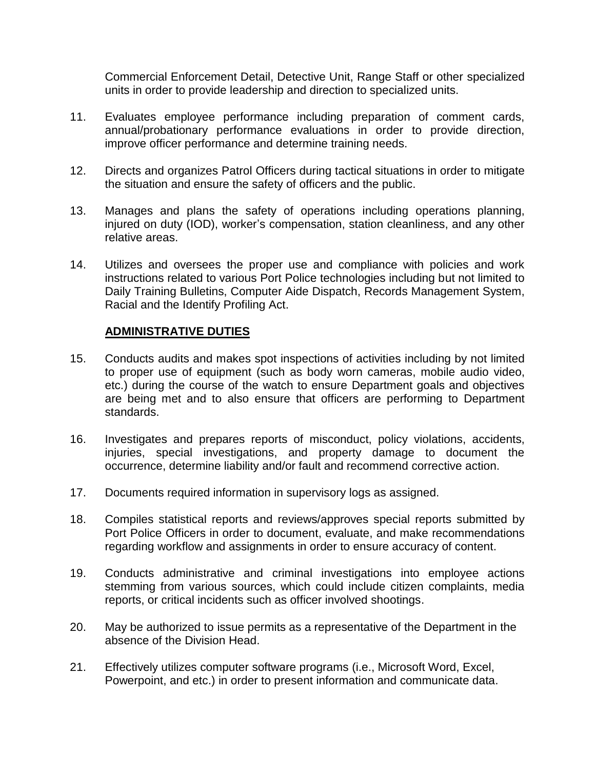Commercial Enforcement Detail, Detective Unit, Range Staff or other specialized units in order to provide leadership and direction to specialized units.

11. Evaluates employee performance including preparation of comment cards, annual/probationary performance evaluations in order to provide direction, improve officer performance and determine training needs.

12. Directs and organizes Patrol Officers during tactical situations in order to mitigate the situation and ensure the safety of officers and the public.

13. Manages and plans the safety of operations including operations planning, injured on duty (IOD), worker's compensation, station cleanliness, and any other relative areas.

14. Utilizes and oversees the proper use and compliance with policies and work instructions related to various Port Police technologies including but not limited to Daily Training Bulletins, Computer Aide Dispatch, Records Management System, Racial and the Identify Profiling Act.

**ADMINISTRATIVE DUTIES**

15. Conducts audits and makes spot inspections of activities including by not limited to proper use of equipment (such as body worn cameras, mobile audio video, etc.) during the course of the watch to ensure Department goals and objectives are being met and to also ensure that officers are performing to Department standards.

16. Investigates and prepares reports of misconduct, policy violations, accidents, injuries, special investigations, and property damage to document the occurrence, determine liability and/or fault and recommend corrective action.

17. Documents required information in supervisory logs as assigned.

18. Compiles statistical reports and reviews/approves special reports submitted by Port Police Officers in order to document, evaluate, and make recommendations regarding workflow and assignments in order to ensure accuracy of content.

19. Conducts administrative and criminal investigations into employee actions stemming from various sources, which could include citizen complaints, media reports, or critical incidents such as officer involved shootings.

20. May be authorized to issue permits as a representative of the Department in the absence of the Division Head.

21. Effectively utilizes computer software programs (i.e., Microsoft Word, Excel, Powerpoint, and etc.) in order to present information and communicate data.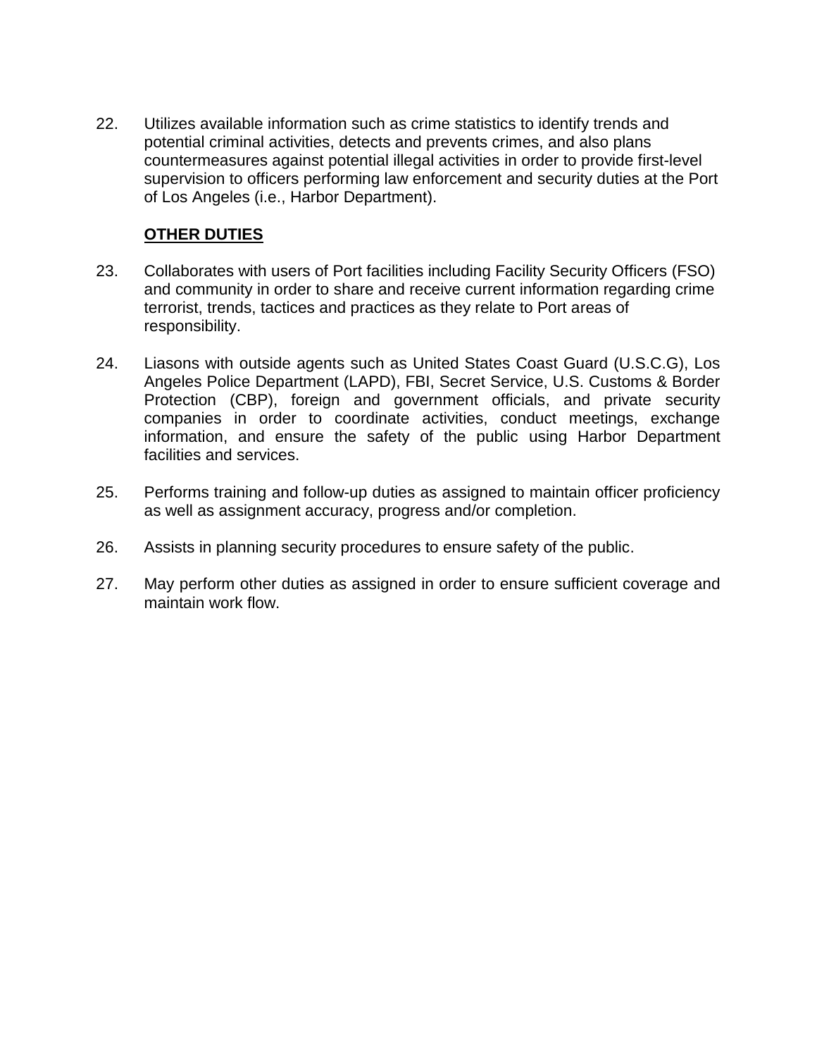22. Utilizes available information such as crime statistics to identify trends and potential criminal activities, detects and prevents crimes, and also plans countermeasures against potential illegal activities in order to provide first-level supervision to officers performing law enforcement and security duties at the Port of Los Angeles (i.e., Harbor Department).

**<u>OTHER DUTIES</u>**

23. Collaborates with users of Port facilities including Facility Security Officers (FSO) and community in order to share and receive current information regarding crime terrorist, trends, tactices and practices as they relate to Port areas of responsibility.

24. Liasons with outside agents such as United States Coast Guard (U.S.C.G), Los Angeles Police Department (LAPD), FBI, Secret Service, U.S. Customs & Border Protection (CBP), foreign and government officials, and private security companies in order to coordinate activities, conduct meetings, exchange information, and ensure the safety of the public using Harbor Department facilities and services.

25. Performs training and follow-up duties as assigned to maintain officer proficiency as well as assignment accuracy, progress and/or completion.

26. Assists in planning security procedures to ensure safety of the public.

27. May perform other duties as assigned in order to ensure sufficient coverage and maintain work flow.